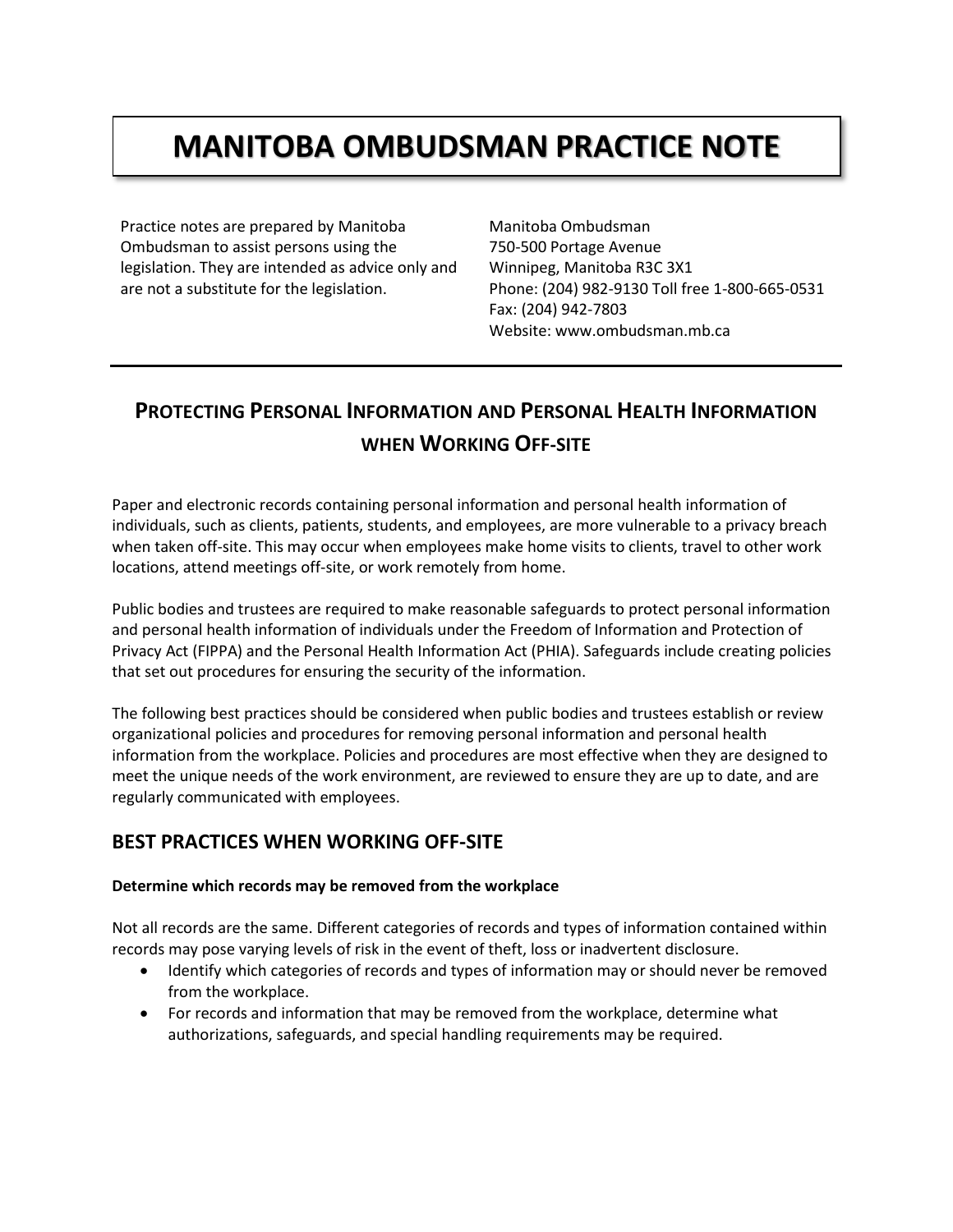# MANITOBA OMBUDSMAN PRACTICE NOTE

Practice notes are prepared by Manitoba Ombudsman to assist persons using the legislation. They are intended as advice only and are not a substitute for the legislation.

Manitoba Ombudsman
750-500 Portage Avenue
Winnipeg, Manitoba R3C 3X1
Phone: (204) 982-9130 Toll free 1-800-665-0531
Fax: (204) 942-7803
Website: www.ombudsman.mb.ca

## PROTECTING PERSONAL INFORMATION AND PERSONAL HEALTH INFORMATION WHEN WORKING OFF-SITE

Paper and electronic records containing personal information and personal health information of individuals, such as clients, patients, students, and employees, are more vulnerable to a privacy breach when taken off-site. This may occur when employees make home visits to clients, travel to other work locations, attend meetings off-site, or work remotely from home.

Public bodies and trustees are required to make reasonable safeguards to protect personal information and personal health information of individuals under the Freedom of Information and Protection of Privacy Act (FIPPA) and the Personal Health Information Act (PHIA). Safeguards include creating policies that set out procedures for ensuring the security of the information.

The following best practices should be considered when public bodies and trustees establish or review organizational policies and procedures for removing personal information and personal health information from the workplace. Policies and procedures are most effective when they are designed to meet the unique needs of the work environment, are reviewed to ensure they are up to date, and are regularly communicated with employees.

## BEST PRACTICES WHEN WORKING OFF-SITE

**Determine which records may be removed from the workplace**

Not all records are the same. Different categories of records and types of information contained within records may pose varying levels of risk in the event of theft, loss or inadvertent disclosure.

- Identify which categories of records and types of information may or should never be removed from the workplace.
- For records and information that may be removed from the workplace, determine what authorizations, safeguards, and special handling requirements may be required.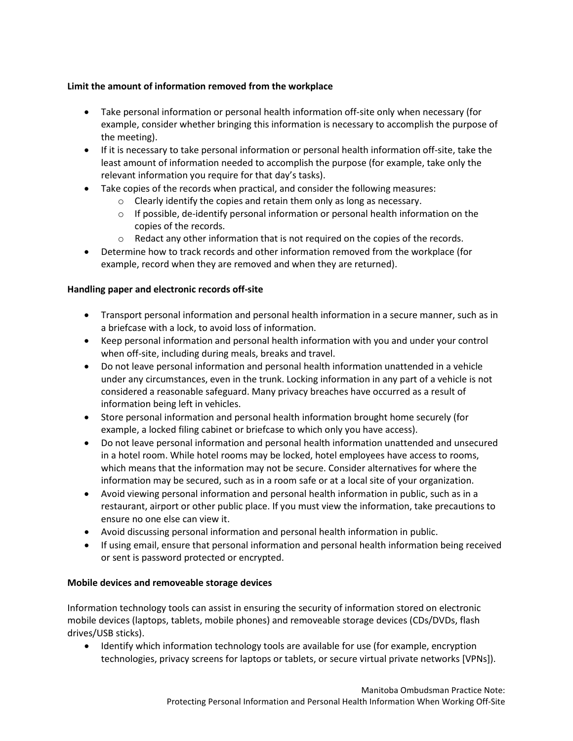**Limit the amount of information removed from the workplace**

- Take personal information or personal health information off-site only when necessary (for example, consider whether bringing this information is necessary to accomplish the purpose of the meeting).
- If it is necessary to take personal information or personal health information off-site, take the least amount of information needed to accomplish the purpose (for example, take only the relevant information you require for that day's tasks).
- Take copies of the records when practical, and consider the following measures:
    - Clearly identify the copies and retain them only as long as necessary.
    - If possible, de-identify personal information or personal health information on the copies of the records.
    - Redact any other information that is not required on the copies of the records.
- Determine how to track records and other information removed from the workplace (for example, record when they are removed and when they are returned).

**Handling paper and electronic records off-site**

- Transport personal information and personal health information in a secure manner, such as in a briefcase with a lock, to avoid loss of information.
- Keep personal information and personal health information with you and under your control when off-site, including during meals, breaks and travel.
- Do not leave personal information and personal health information unattended in a vehicle under any circumstances, even in the trunk. Locking information in any part of a vehicle is not considered a reasonable safeguard. Many privacy breaches have occurred as a result of information being left in vehicles.
- Store personal information and personal health information brought home securely (for example, a locked filing cabinet or briefcase to which only you have access).
- Do not leave personal information and personal health information unattended and unsecured in a hotel room. While hotel rooms may be locked, hotel employees have access to rooms, which means that the information may not be secure. Consider alternatives for where the information may be secured, such as in a room safe or at a local site of your organization.
- Avoid viewing personal information and personal health information in public, such as in a restaurant, airport or other public place. If you must view the information, take precautions to ensure no one else can view it.
- Avoid discussing personal information and personal health information in public.
- If using email, ensure that personal information and personal health information being received or sent is password protected or encrypted.

**Mobile devices and removeable storage devices**

Information technology tools can assist in ensuring the security of information stored on electronic mobile devices (laptops, tablets, mobile phones) and removeable storage devices (CDs/DVDs, flash drives/USB sticks).

- Identify which information technology tools are available for use (for example, encryption technologies, privacy screens for laptops or tablets, or secure virtual private networks [VPNs]).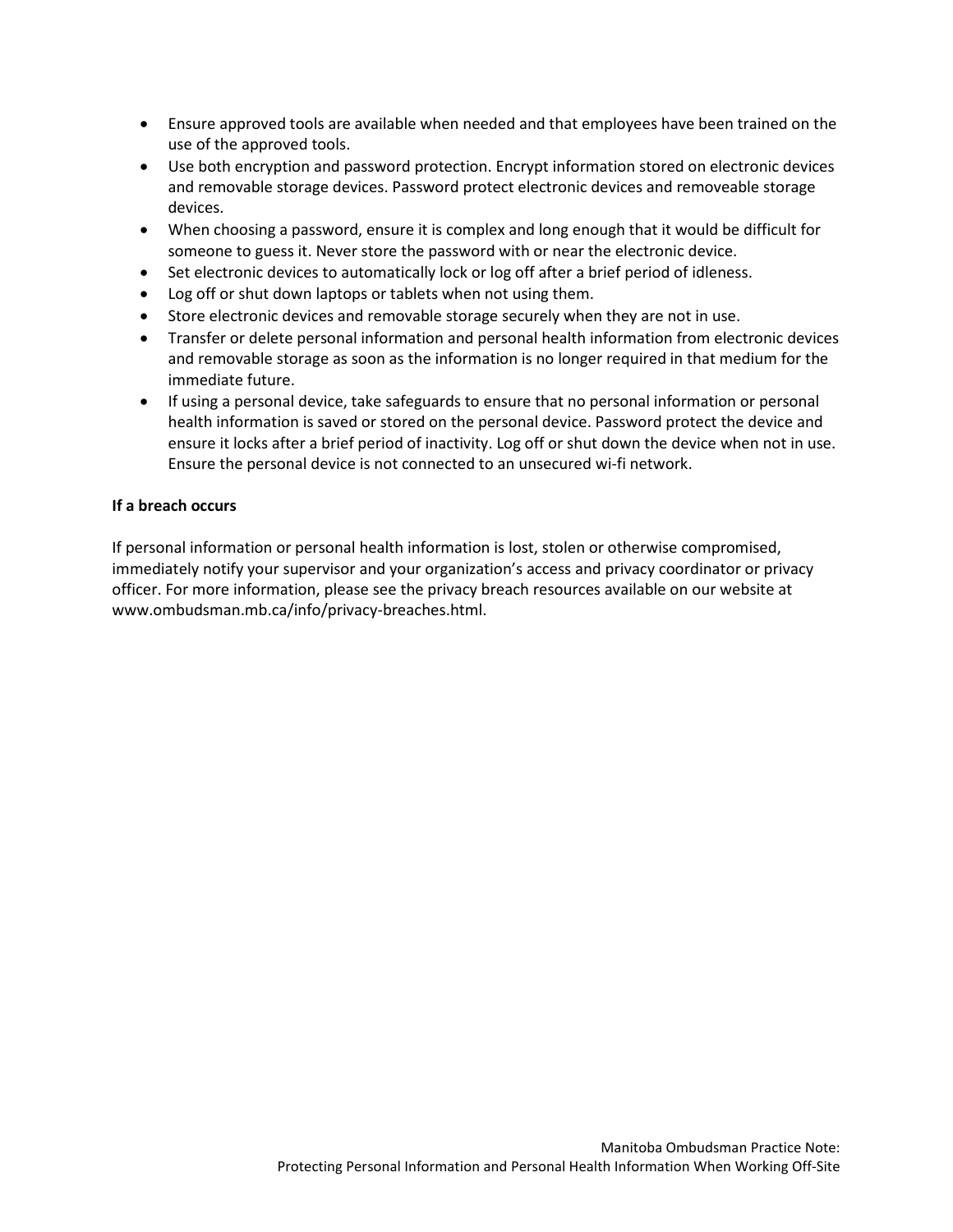- Ensure approved tools are available when needed and that employees have been trained on the use of the approved tools.
- Use both encryption and password protection. Encrypt information stored on electronic devices and removable storage devices. Password protect electronic devices and removeable storage devices.
- When choosing a password, ensure it is complex and long enough that it would be difficult for someone to guess it. Never store the password with or near the electronic device.
- Set electronic devices to automatically lock or log off after a brief period of idleness.
- Log off or shut down laptops or tablets when not using them.
- Store electronic devices and removable storage securely when they are not in use.
- Transfer or delete personal information and personal health information from electronic devices and removable storage as soon as the information is no longer required in that medium for the immediate future.
- If using a personal device, take safeguards to ensure that no personal information or personal health information is saved or stored on the personal device. Password protect the device and ensure it locks after a brief period of inactivity. Log off or shut down the device when not in use. Ensure the personal device is not connected to an unsecured wi-fi network.

**If a breach occurs**

If personal information or personal health information is lost, stolen or otherwise compromised, immediately notify your supervisor and your organization's access and privacy coordinator or privacy officer. For more information, please see the privacy breach resources available on our website at www.ombudsman.mb.ca/info/privacy-breaches.html.